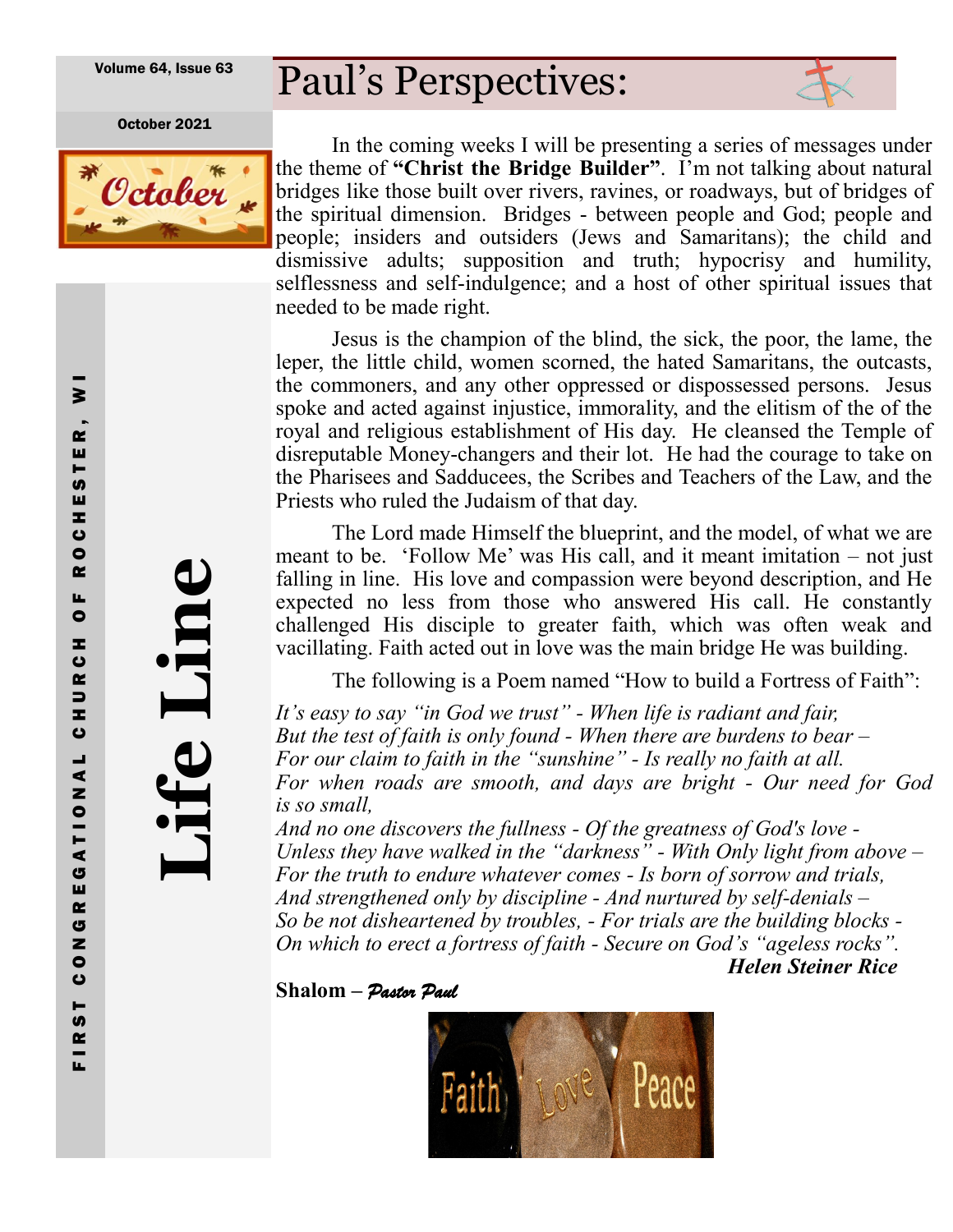Volume 64, Issue 63

October 2021

# Life Line

FIRST CONGREGATIONAL CHURCH OF ROCHESTER, WI

# Paul's Perspectives:

In the coming weeks I will be presenting a series of messages under the theme of **"Christ the Bridge Builder"**. I'm not talking about natural bridges like those built over rivers, ravines, or roadways, but of bridges of the spiritual dimension. Bridges - between people and God; people and people; insiders and outsiders (Jews and Samaritans); the child and dismissive adults; supposition and truth; hypocrisy and humility, selflessness and self-indulgence; and a host of other spiritual issues that needed to be made right.

Jesus is the champion of the blind, the sick, the poor, the lame, the leper, the little child, women scorned, the hated Samaritans, the outcasts, the commoners, and any other oppressed or dispossessed persons. Jesus spoke and acted against injustice, immorality, and the elitism of the of the royal and religious establishment of His day. He cleansed the Temple of disreputable Money-changers and their lot. He had the courage to take on the Pharisees and Sadducees, the Scribes and Teachers of the Law, and the Priests who ruled the Judaism of that day.

The Lord made Himself the blueprint, and the model, of what we are meant to be. 'Follow Me' was His call, and it meant imitation – not just falling in line. His love and compassion were beyond description, and He expected no less from those who answered His call. He constantly challenged His disciple to greater faith, which was often weak and vacillating. Faith acted out in love was the main bridge He was building.

The following is a Poem named "How to build a Fortress of Faith":

*It's easy to say "in God we trust" - When life is radiant and fair,*
*But the test of faith is only found - When there are burdens to bear –*
*For our claim to faith in the "sunshine" - Is really no faith at all.*
*For when roads are smooth, and days are bright - Our need for God is so small,*
*And no one discovers the fullness - Of the greatness of God's love -*
*Unless they have walked in the "darkness" - With Only light from above –*
*For the truth to endure whatever comes - Is born of sorrow and trials,*
*And strengthened only by discipline - And nurtured by self-denials –*
*So be not disheartened by troubles, - For trials are the building blocks -*
*On which to erect a fortress of faith - Secure on God's "ageless rocks".*

***Helen Steiner Rice***

**Shalom –** *Pastor Paul*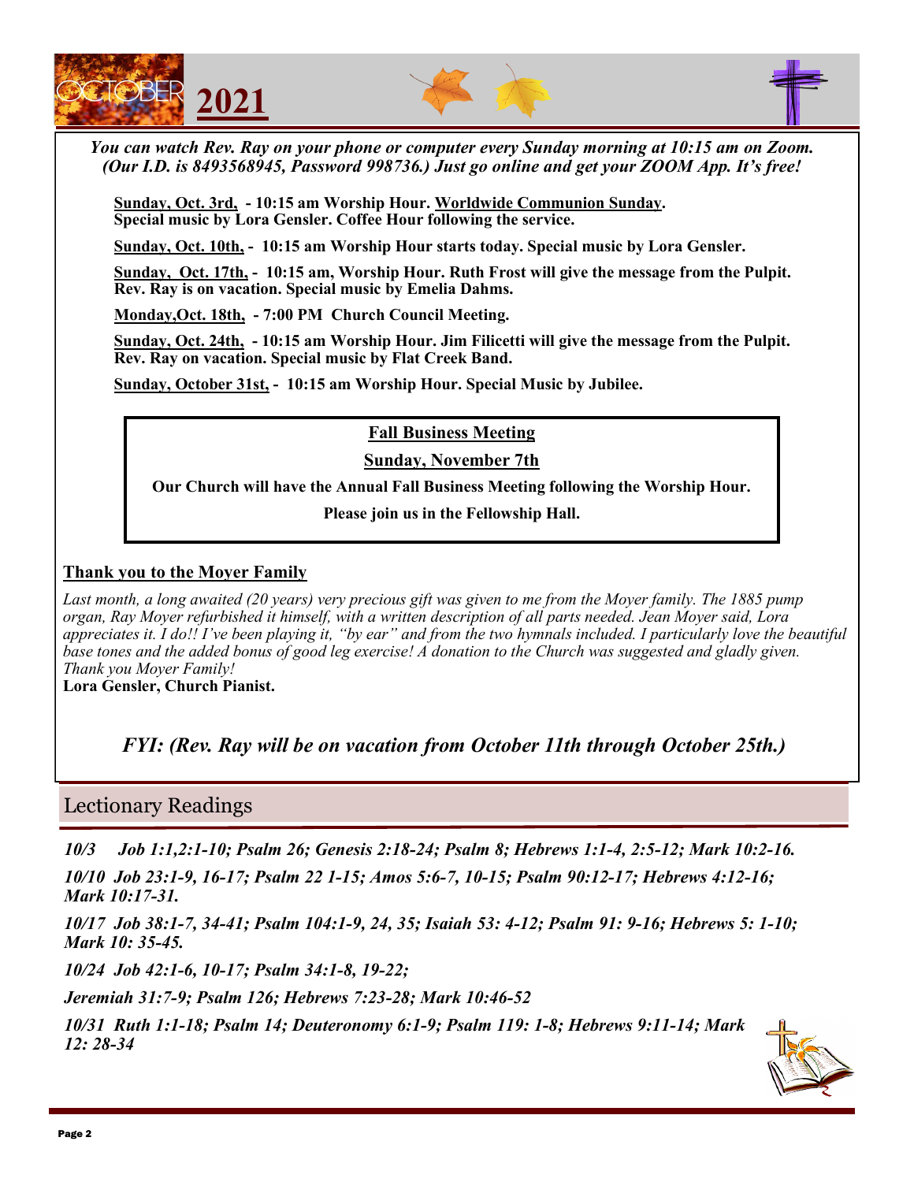# OCTOBER 2021

*You can watch Rev. Ray on your phone or computer every Sunday morning at 10:15 am on Zoom. (Our I.D. is 8493568945, Password 998736.) Just go online and get your ZOOM App. It's free!*

**Sunday, Oct. 3rd, - 10:15 am Worship Hour. Worldwide Communion Sunday. Special music by Lora Gensler. Coffee Hour following the service.**

**Sunday, Oct. 10th, - 10:15 am Worship Hour starts today. Special music by Lora Gensler.**

**Sunday, Oct. 17th, - 10:15 am, Worship Hour. Ruth Frost will give the message from the Pulpit. Rev. Ray is on vacation. Special music by Emelia Dahms.**

**Monday,Oct. 18th, - 7:00 PM Church Council Meeting.**

**Sunday, Oct. 24th, - 10:15 am Worship Hour. Jim Filicetti will give the message from the Pulpit. Rev. Ray on vacation. Special music by Flat Creek Band.**

**Sunday, October 31st, - 10:15 am Worship Hour. Special Music by Jubilee.**

**Fall Business Meeting**

**Sunday, November 7th**

**Our Church will have the Annual Fall Business Meeting following the Worship Hour.**

**Please join us in the Fellowship Hall.**

**Thank you to the Moyer Family**

*Last month, a long awaited (20 years) very precious gift was given to me from the Moyer family. The 1885 pump organ, Ray Moyer refurbished it himself, with a written description of all parts needed. Jean Moyer said, Lora appreciates it. I do!! I've been playing it, "by ear" and from the two hymnals included. I particularly love the beautiful base tones and the added bonus of good leg exercise! A donation to the Church was suggested and gladly given. Thank you Moyer Family!*

**Lora Gensler, Church Pianist.**

*FYI: (Rev. Ray will be on vacation from October 11th through October 25th.)*

## Lectionary Readings

***10/3 Job 1:1,2:1-10; Psalm 26; Genesis 2:18-24; Psalm 8; Hebrews 1:1-4, 2:5-12; Mark 10:2-16.***

***10/10 Job 23:1-9, 16-17; Psalm 22 1-15; Amos 5:6-7, 10-15; Psalm 90:12-17; Hebrews 4:12-16; Mark 10:17-31.***

***10/17 Job 38:1-7, 34-41; Psalm 104:1-9, 24, 35; Isaiah 53: 4-12; Psalm 91: 9-16; Hebrews 5: 1-10; Mark 10: 35-45.***

***10/24 Job 42:1-6, 10-17; Psalm 34:1-8, 19-22;***

***Jeremiah 31:7-9; Psalm 126; Hebrews 7:23-28; Mark 10:46-52***

***10/31 Ruth 1:1-18; Psalm 14; Deuteronomy 6:1-9; Psalm 119: 1-8; Hebrews 9:11-14; Mark 12: 28-34***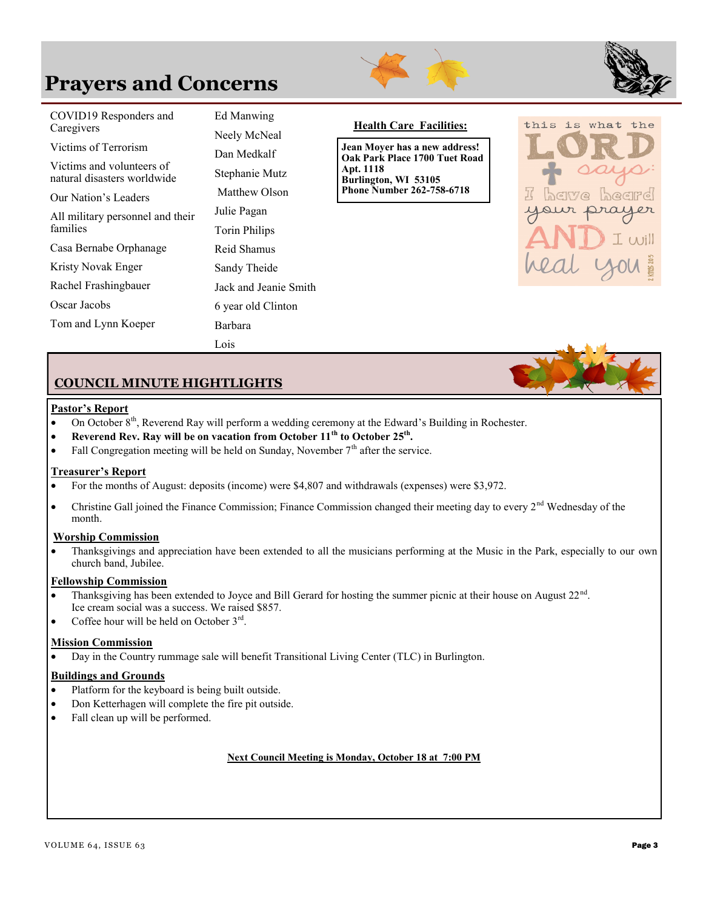# Prayers and Concerns

- COVID19 Responders and Caregivers
- Victims of Terrorism
- Victims and volunteers of natural disasters worldwide
- Our Nation's Leaders
- All military personnel and their families
- Casa Bernabe Orphanage
- Kristy Novak Enger
- Rachel Frashingbauer
- Oscar Jacobs
- Tom and Lynn Koeper
- Ed Manwing
- Neely McNeal
- Dan Medkalf
- Stephanie Mutz
- Matthew Olson
- Julie Pagan
- Torin Philips
- Reid Shamus
- Sandy Theide
- Jack and Jeanie Smith
- 6 year old Clinton
- Barbara
- Lois

**Health Care Facilities:**

**Jean Moyer has a new address!**
**Oak Park Place 1700 Tuet Road Apt. 1118**
**Burlington, WI 53105**
**Phone Number 262-758-6718**

this is what the LORD says: I have heard your prayer AND I will heal you
2 Kings 20:5

## COUNCIL MINUTE HIGHTLIGHTS

**Pastor's Report**

- On October 8th, Reverend Ray will perform a wedding ceremony at the Edward's Building in Rochester.
- **Reverend Rev. Ray will be on vacation from October 11th to October 25th.**
- Fall Congregation meeting will be held on Sunday, November 7th after the service.

**Treasurer's Report**

- For the months of August: deposits (income) were $4,807 and withdrawals (expenses) were $3,972.
- Christine Gall joined the Finance Commission; Finance Commission changed their meeting day to every 2nd Wednesday of the month.

**Worship Commission**

- Thanksgivings and appreciation have been extended to all the musicians performing at the Music in the Park, especially to our own church band, Jubilee.

**Fellowship Commission**

- Thanksgiving has been extended to Joyce and Bill Gerard for hosting the summer picnic at their house on August 22nd. Ice cream social was a success. We raised $857.
- Coffee hour will be held on October 3rd.

**Mission Commission**

- Day in the Country rummage sale will benefit Transitional Living Center (TLC) in Burlington.

**Buildings and Grounds**

- Platform for the keyboard is being built outside.
- Don Ketterhagen will complete the fire pit outside.
- Fall clean up will be performed.

**Next Council Meeting is Monday, October 18 at 7:00 PM**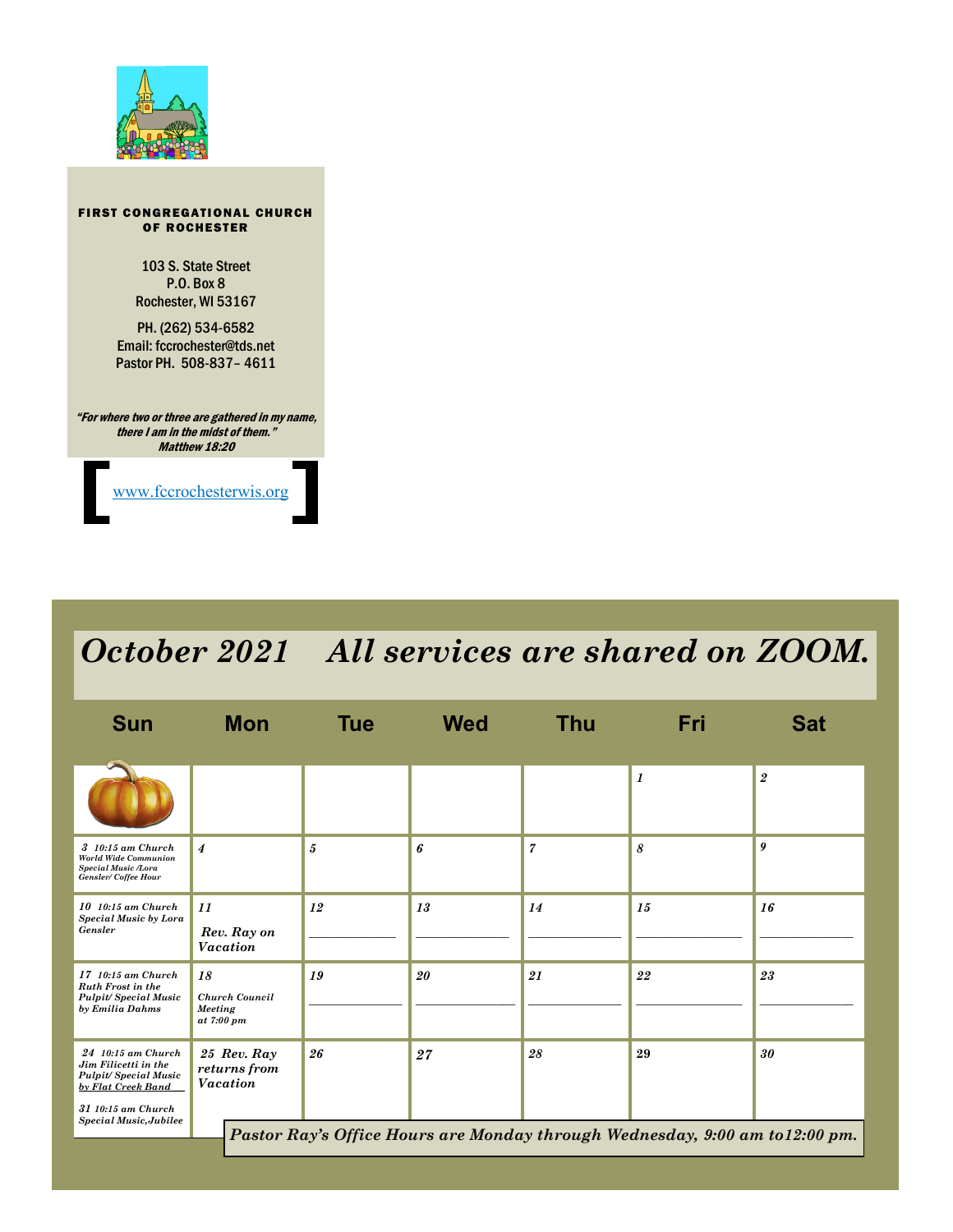**FIRST CONGREGATIONAL CHURCH OF ROCHESTER**

103 S. State Street
P.O. Box 8
Rochester, WI 53167

PH. (262) 534-6582
Email: fccrochester@tds.net
Pastor PH. 508-837– 4611

*"For where two or three are gathered in my name, there I am in the midst of them."*
*Matthew 18:20*

[ www.fccrochesterwis.org ]

## *October 2021 All services are shared on ZOOM.*

| Sun | Mon | Tue | Wed | Thu | Fri | Sat |
|---|---|---|---|---|---|---|
| | | | | | *1* | *2* |
| *3 10:15 am Church World Wide Communion Special Music /Lora Gensler/ Coffee Hour* | *4* | *5* | *6* | *7* | *8* | *9* |
| *10 10:15 am Church Special Music by Lora Gensler* | *11 Rev. Ray on Vacation* | *12* | *13* | *14* | *15* | *16* |
| *17 10:15 am Church Ruth Frost in the Pulpit/ Special Music by Emilia Dahms* | *18 Church Council Meeting at 7:00 pm* | *19* | *20* | *21* | *22* | *23* |
| *24 10:15 am Church Jim Filicetti in the Pulpit/ Special Music by Flat Creek Band* *31 10:15 am Church Special Music,Jubilee* | *25 Rev. Ray returns from Vacation* | *26* | *27* | *28* | *29* | *30* |

*Pastor Ray's Office Hours are Monday through Wednesday, 9:00 am to12:00 pm.*